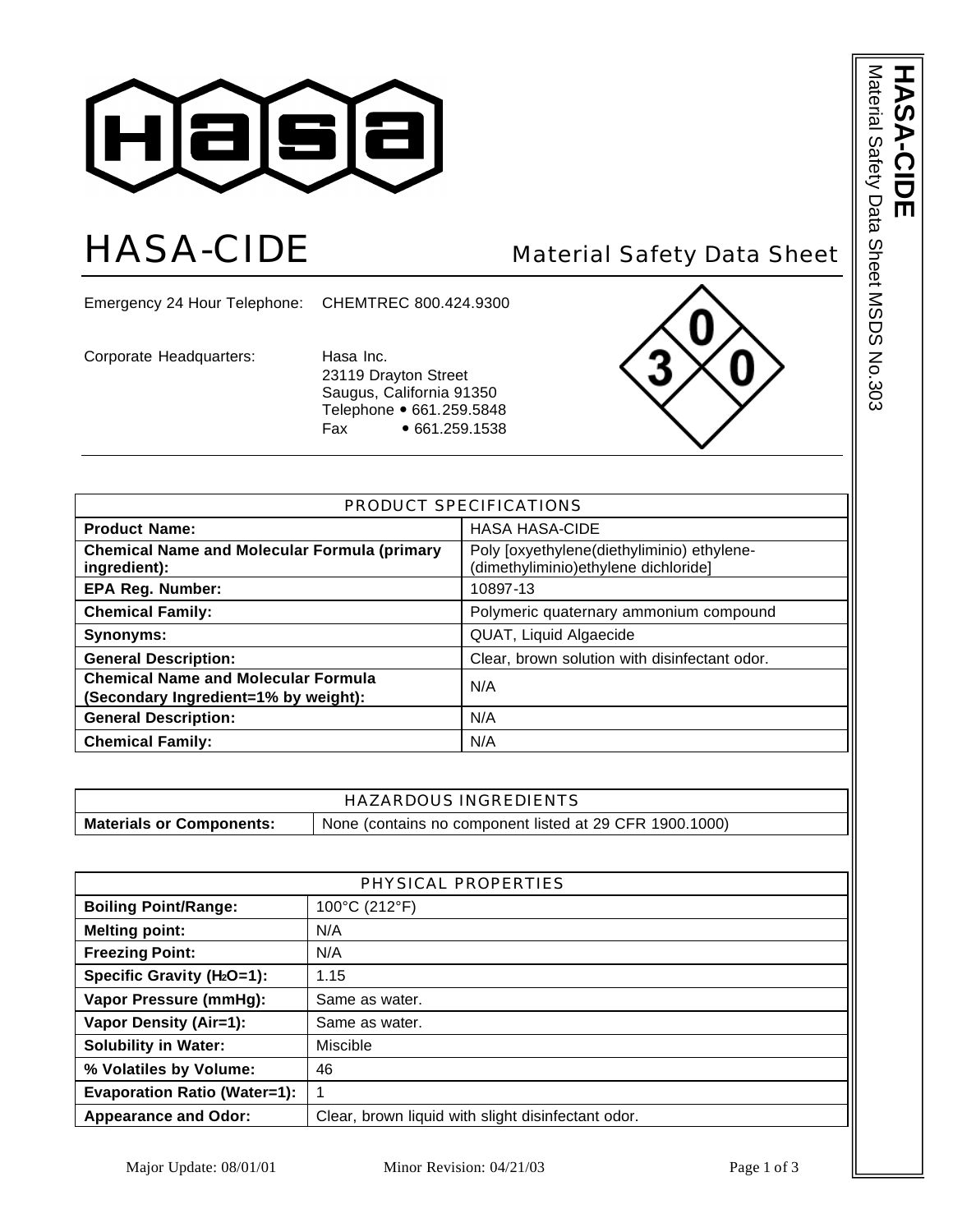# HASA-CIDE

## Material Safety Data Sheet

Emergency 24 Hour Telephone: CHEMTREC 800.424.9300

Corporate Headquarters:
Hasa Inc.
23119 Drayton Street
Saugus, California 91350
Telephone • 661.259.5848
Fax • 661.259.1538

Health: 3 | Flammability: 0 | Reactivity: 0

| PRODUCT SPECIFICATIONS | |
|---|---|
| **Product Name:** | HASA HASA-CIDE |
| **Chemical Name and Molecular Formula (primary ingredient):** | Poly [oxyethylene(diethyliminio) ethylene-(dimethyliminio)ethylene dichloride] |
| **EPA Reg. Number:** | 10897-13 |
| **Chemical Family:** | Polymeric quaternary ammonium compound |
| **Synonyms:** | QUAT, Liquid Algaecide |
| **General Description:** | Clear, brown solution with disinfectant odor. |
| **Chemical Name and Molecular Formula (Secondary Ingredient=1% by weight):** | N/A |
| **General Description:** | N/A |
| **Chemical Family:** | N/A |

| HAZARDOUS INGREDIENTS | |
|---|---|
| **Materials or Components:** | None (contains no component listed at 29 CFR 1900.1000) |

| PHYSICAL PROPERTIES | |
|---|---|
| **Boiling Point/Range:** | 100°C (212°F) |
| **Melting point:** | N/A |
| **Freezing Point:** | N/A |
| **Specific Gravity ($H_2O$=1):** | 1.15 |
| **Vapor Pressure (mmHg):** | Same as water. |
| **Vapor Density (Air=1):** | Same as water. |
| **Solubility in Water:** | Miscible |
| **% Volatiles by Volume:** | 46 |
| **Evaporation Ratio (Water=1):** | 1 |
| **Appearance and Odor:** | Clear, brown liquid with slight disinfectant odor. |

Major Update: 08/01/01 Minor Revision: 04/21/03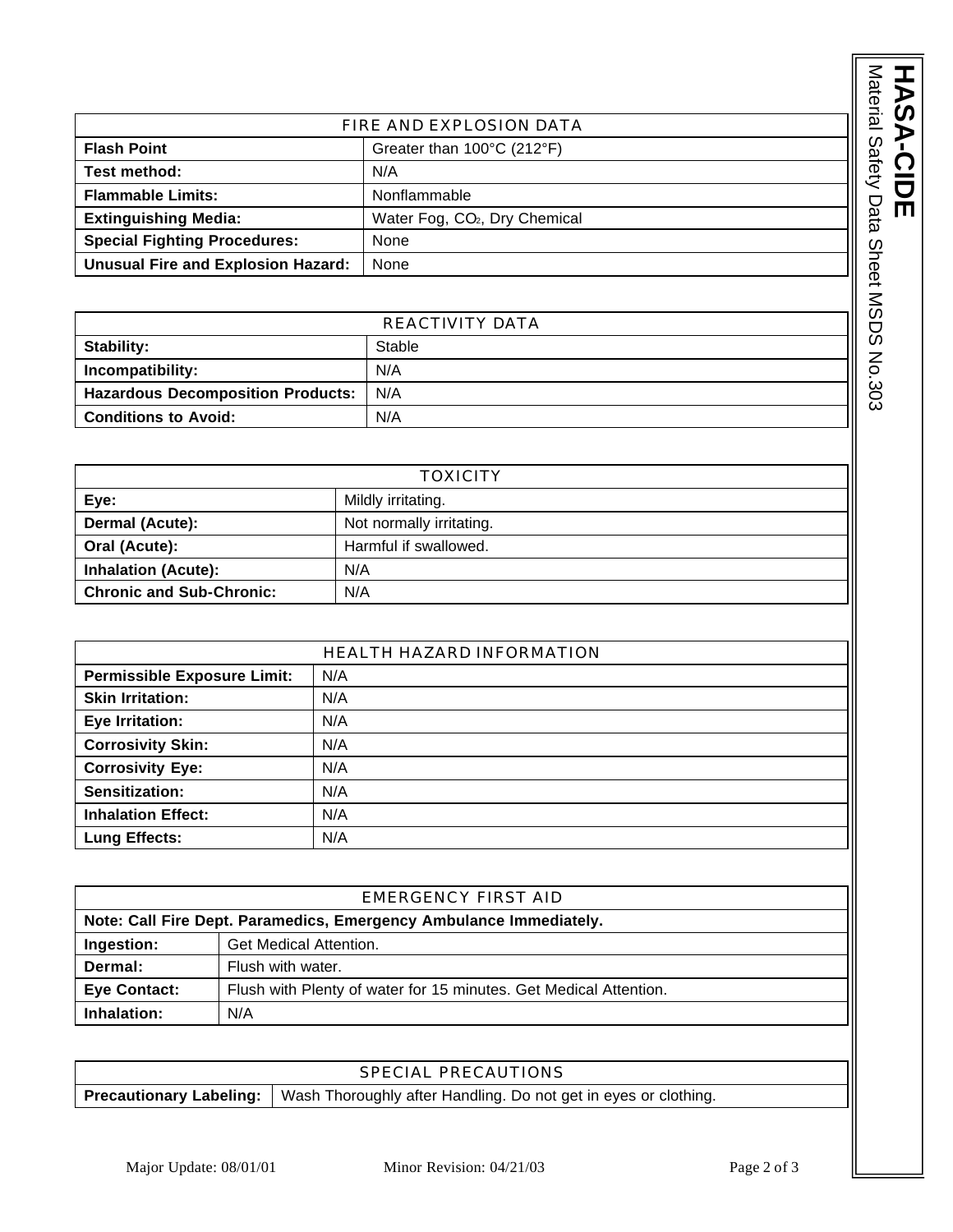| FIRE AND EXPLOSION DATA | |
|---|---|
| **Flash Point** | Greater than 100°C (212°F) |
| **Test method:** | N/A |
| **Flammable Limits:** | Nonflammable |
| **Extinguishing Media:** | Water Fog, $CO_2$, Dry Chemical |
| **Special Fighting Procedures:** | None |
| **Unusual Fire and Explosion Hazard:** | None |

| REACTIVITY DATA | |
|---|---|
| **Stability:** | Stable |
| **Incompatibility:** | N/A |
| **Hazardous Decomposition Products:** | N/A |
| **Conditions to Avoid:** | N/A |

| TOXICITY | |
|---|---|
| **Eye:** | Mildly irritating. |
| **Dermal (Acute):** | Not normally irritating. |
| **Oral (Acute):** | Harmful if swallowed. |
| **Inhalation (Acute):** | N/A |
| **Chronic and Sub-Chronic:** | N/A |

| HEALTH HAZARD INFORMATION | |
|---|---|
| **Permissible Exposure Limit:** | N/A |
| **Skin Irritation:** | N/A |
| **Eye Irritation:** | N/A |
| **Corrosivity Skin:** | N/A |
| **Corrosivity Eye:** | N/A |
| **Sensitization:** | N/A |
| **Inhalation Effect:** | N/A |
| **Lung Effects:** | N/A |

| EMERGENCY FIRST AID | |
|---|---|
| **Note: Call Fire Dept. Paramedics, Emergency Ambulance Immediately.** | |
| **Ingestion:** | Get Medical Attention. |
| **Dermal:** | Flush with water. |
| **Eye Contact:** | Flush with Plenty of water for 15 minutes. Get Medical Attention. |
| **Inhalation:** | N/A |

| SPECIAL PRECAUTIONS | |
|---|---|
| **Precautionary Labeling:** | Wash Thoroughly after Handling. Do not get in eyes or clothing. |

Major Update: 08/01/01 Minor Revision: 04/21/03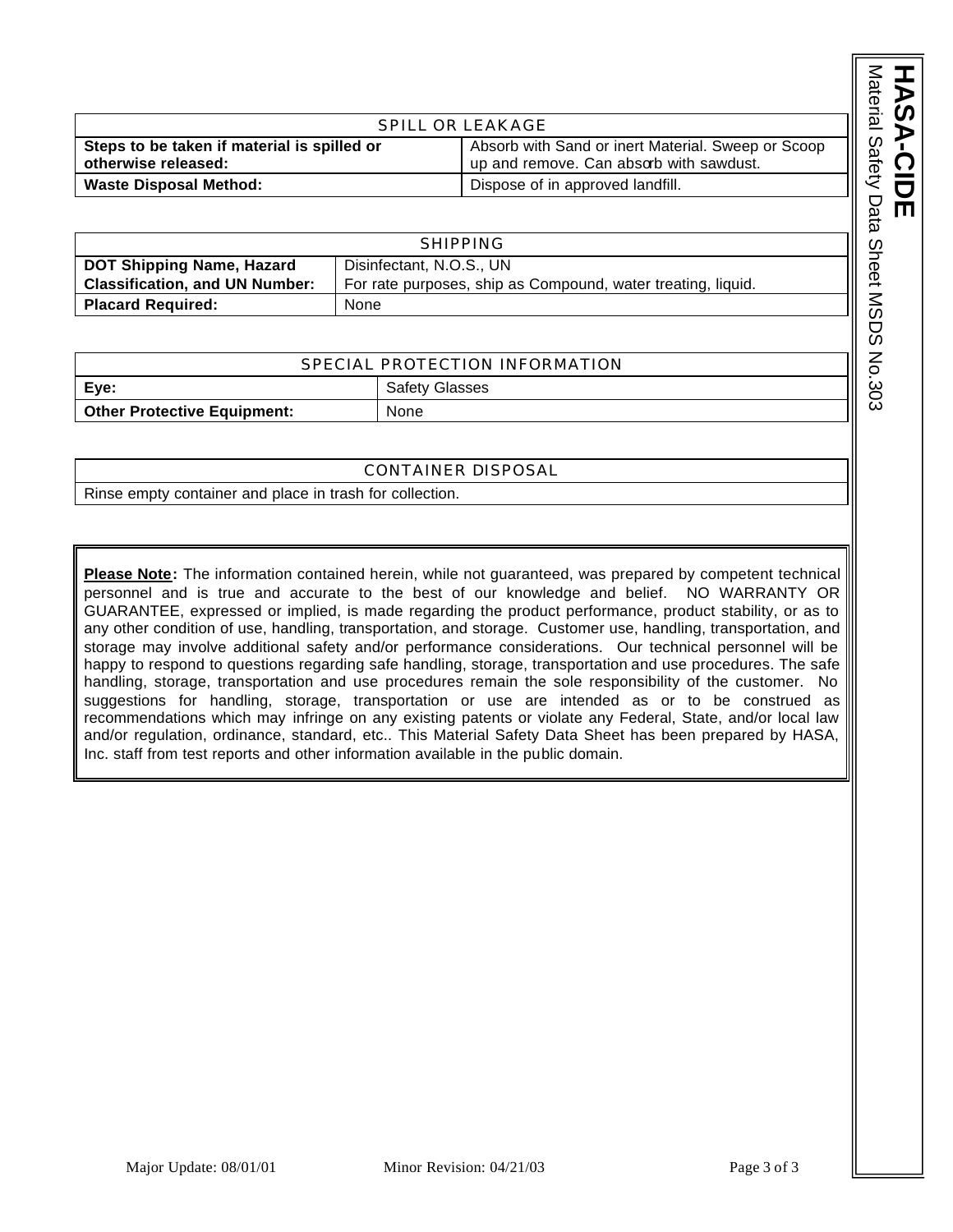| SPILL OR LEAKAGE | |
| --- | --- |
| **Steps to be taken if material is spilled or otherwise released:** | Absorb with Sand or inert Material. Sweep or Scoop up and remove. Can absorb with sawdust. |
| **Waste Disposal Method:** | Dispose of in approved landfill. |

| SHIPPING | |
| --- | --- |
| **DOT Shipping Name, Hazard Classification, and UN Number:** | Disinfectant, N.O.S., UN For rate purposes, ship as Compound, water treating, liquid. |
| **Placard Required:** | None |

| SPECIAL PROTECTION INFORMATION | |
| --- | --- |
| **Eye:** | Safety Glasses |
| **Other Protective Equipment:** | None |

| CONTAINER DISPOSAL |
| --- |
| Rinse empty container and place in trash for collection. |

**Please Note:** The information contained herein, while not guaranteed, was prepared by competent technical personnel and is true and accurate to the best of our knowledge and belief. NO WARRANTY OR GUARANTEE, expressed or implied, is made regarding the product performance, product stability, or as to any other condition of use, handling, transportation, and storage. Customer use, handling, transportation, and storage may involve additional safety and/or performance considerations. Our technical personnel will be happy to respond to questions regarding safe handling, storage, transportation and use procedures. The safe handling, storage, transportation and use procedures remain the sole responsibility of the customer. No suggestions for handling, storage, transportation or use are intended as or to be construed as recommendations which may infringe on any existing patents or violate any Federal, State, and/or local law and/or regulation, ordinance, standard, etc.. This Material Safety Data Sheet has been prepared by HASA, Inc. staff from test reports and other information available in the public domain.

Major Update: 08/01/01 Minor Revision: 04/21/03